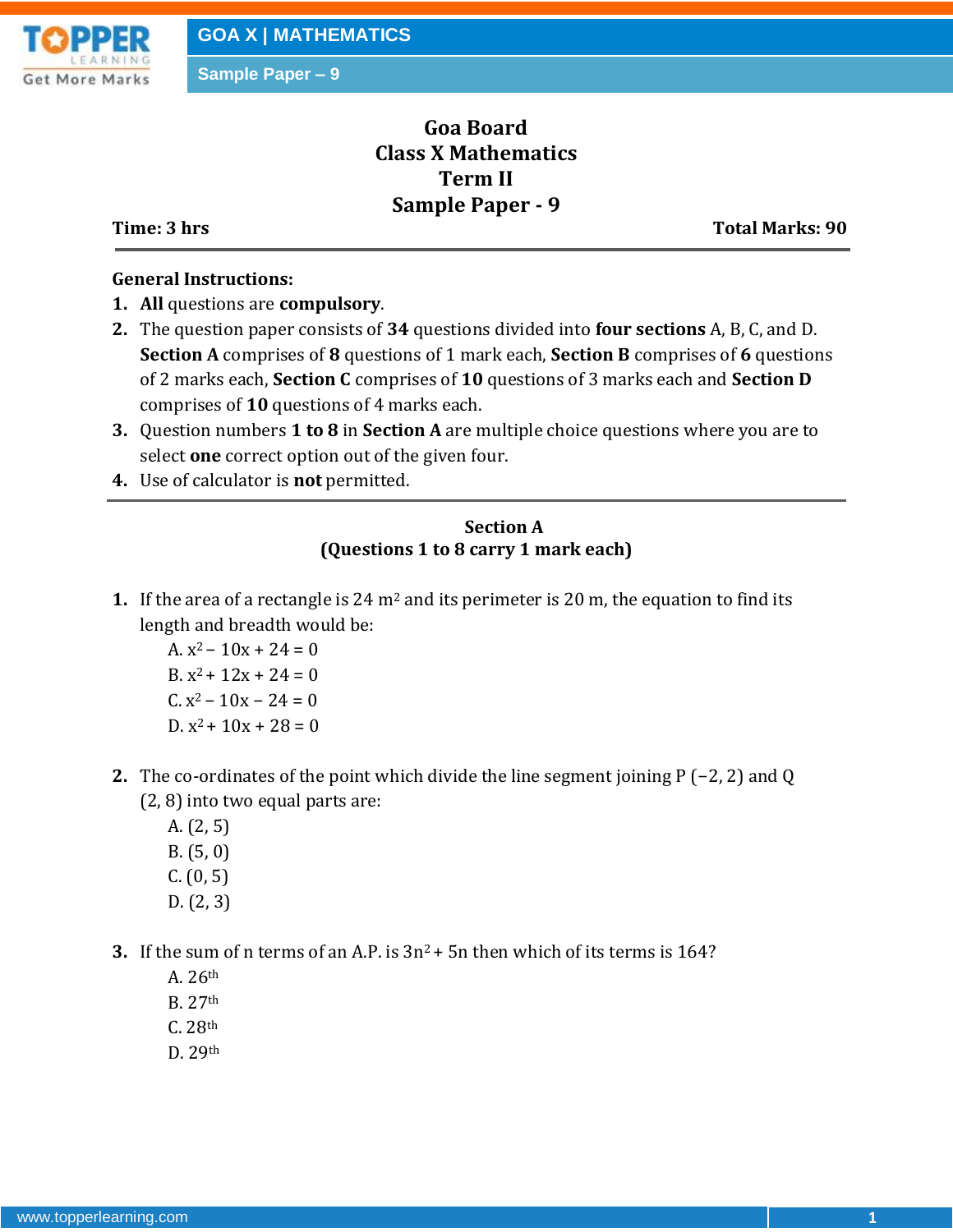# Goa Board
# Class X Mathematics
# Term II
# Sample Paper - 9

**Time: 3 hrs** **Total Marks: 90**

---

**General Instructions:**

1. **All** questions are **compulsory**.
2. The question paper consists of **34** questions divided into **four sections** A, B, C, and D. **Section A** comprises of **8** questions of 1 mark each, **Section B** comprises of **6** questions of 2 marks each, **Section C** comprises of **10** questions of 3 marks each and **Section D** comprises of **10** questions of 4 marks each.
3. Question numbers **1 to 8** in **Section A** are multiple choice questions where you are to select **one** correct option out of the given four.
4. Use of calculator is **not** permitted.

---

## Section A
### (Questions 1 to 8 carry 1 mark each)

**1.** If the area of a rectangle is 24 $m^2$ and its perimeter is 20 m, the equation to find its length and breadth would be:

A. $x^2 - 10x + 24 = 0$
B. $x^2 + 12x + 24 = 0$
C. $x^2 - 10x - 24 = 0$
D. $x^2 + 10x + 28 = 0$

**2.** The co-ordinates of the point which divide the line segment joining P (−2, 2) and Q (2, 8) into two equal parts are:

A. (2, 5)
B. (5, 0)
C. (0, 5)
D. (2, 3)

**3.** If the sum of n terms of an A.P. is $3n^2 + 5n$ then which of its terms is 164?

A. $26^{th}$
B. $27^{th}$
C. $28^{th}$
D. $29^{th}$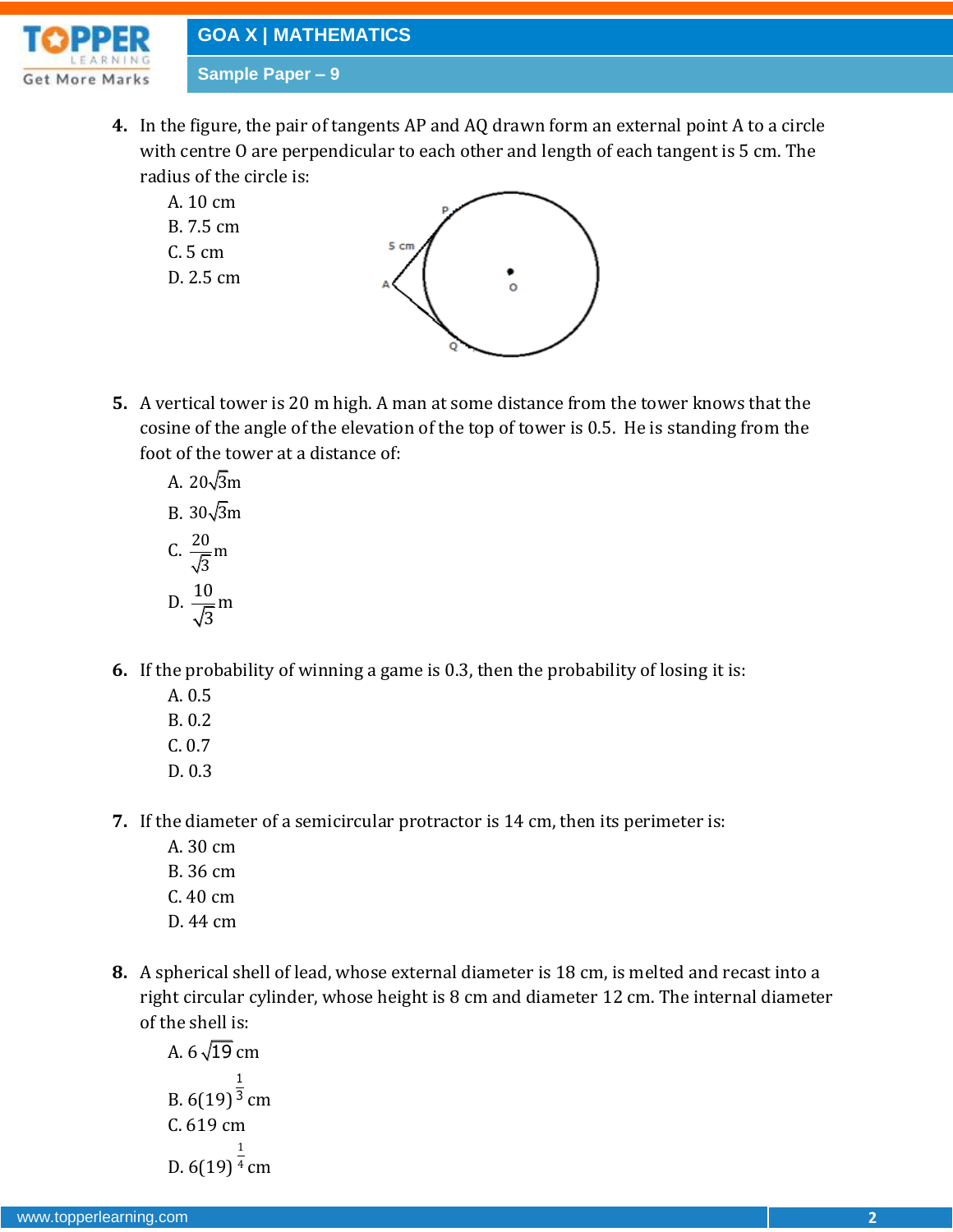**4.** In the figure, the pair of tangents AP and AQ drawn form an external point A to a circle with centre O are perpendicular to each other and length of each tangent is 5 cm. The radius of the circle is:

A. 10 cm

B. 7.5 cm

C. 5 cm

D. 2.5 cm

**5.** A vertical tower is 20 m high. A man at some distance from the tower knows that the cosine of the angle of the elevation of the top of tower is 0.5. He is standing from the foot of the tower at a distance of:

A. $20\sqrt{3}$m

B. $30\sqrt{3}$m

C. $\frac{20}{\sqrt{3}}$m

D. $\frac{10}{\sqrt{3}}$m

**6.** If the probability of winning a game is 0.3, then the probability of losing it is:

A. 0.5

B. 0.2

C. 0.7

D. 0.3

**7.** If the diameter of a semicircular protractor is 14 cm, then its perimeter is:

A. 30 cm

B. 36 cm

C. 40 cm

D. 44 cm

**8.** A spherical shell of lead, whose external diameter is 18 cm, is melted and recast into a right circular cylinder, whose height is 8 cm and diameter 12 cm. The internal diameter of the shell is:

A. $6\sqrt{19}$ cm

B. $6(19)^{\frac{1}{3}}$ cm

C. 619 cm

D. $6(19)^{\frac{1}{4}}$ cm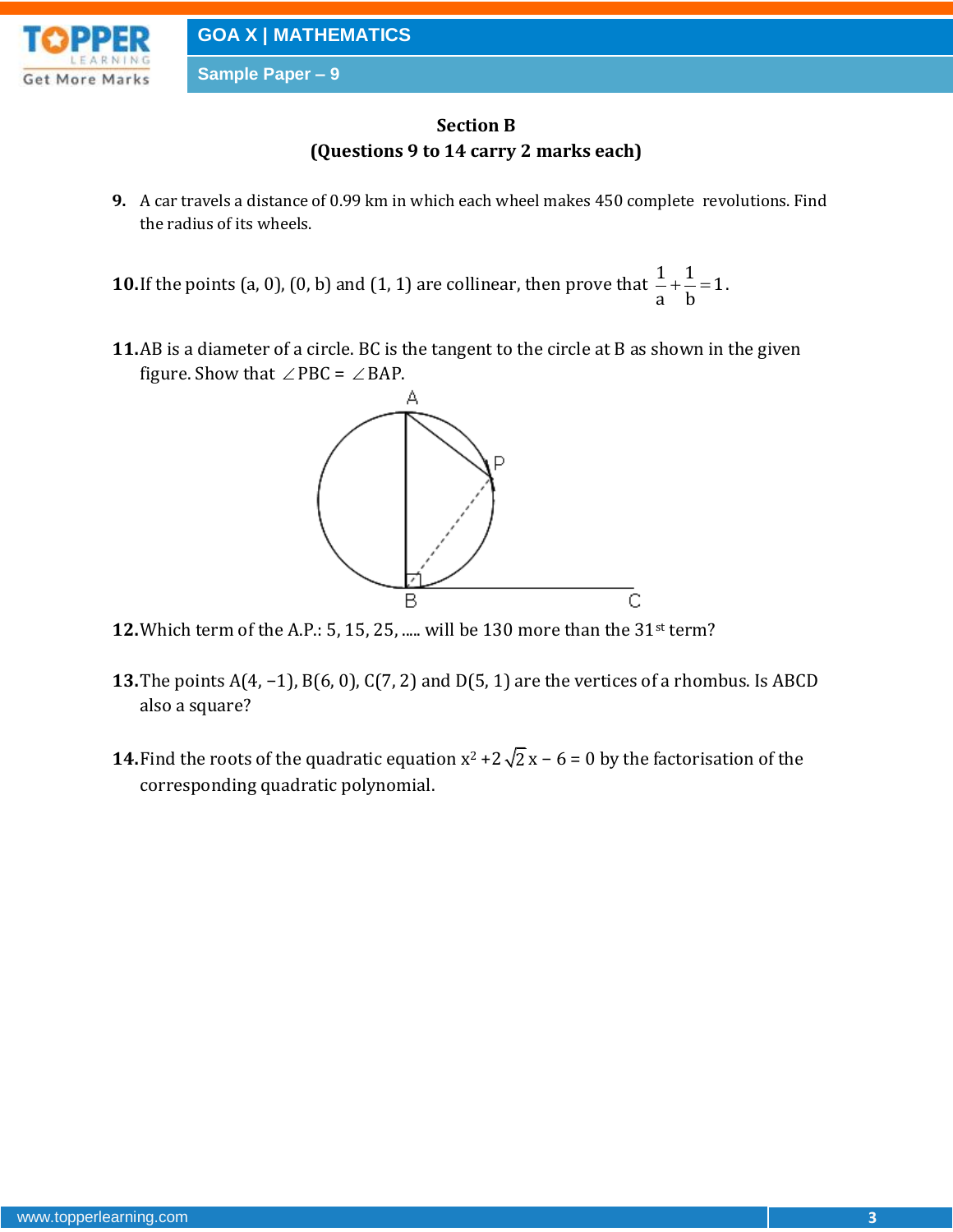## Section B

**(Questions 9 to 14 carry 2 marks each)**

**9.** A car travels a distance of 0.99 km in which each wheel makes 450 complete revolutions. Find the radius of its wheels.

**10.** If the points (a, 0), (0, b) and (1, 1) are collinear, then prove that $\frac{1}{a}+\frac{1}{b}=1$.

**11.** AB is a diameter of a circle. BC is the tangent to the circle at B as shown in the given figure. Show that $\angle PBC = \angle BAP$.

**12.** Which term of the A.P.: 5, 15, 25, ..... will be 130 more than the 31[st] term?

**13.** The points A(4, −1), B(6, 0), C(7, 2) and D(5, 1) are the vertices of a rhombus. Is ABCD also a square?

**14.** Find the roots of the quadratic equation $x^2 + 2\sqrt{2}x - 6 = 0$ by the factorisation of the corresponding quadratic polynomial.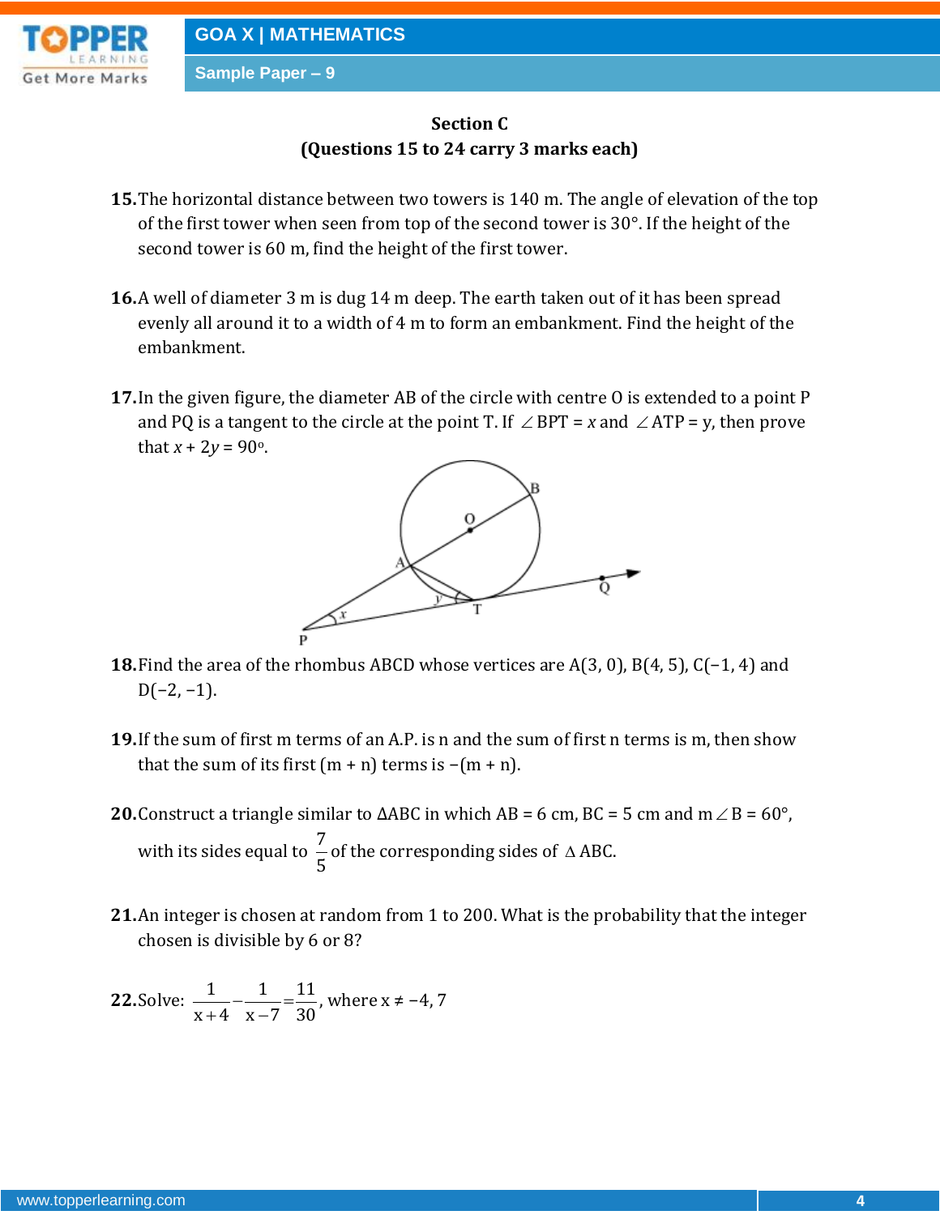## Section C

**(Questions 15 to 24 carry 3 marks each)**

**15.** The horizontal distance between two towers is 140 m. The angle of elevation of the top of the first tower when seen from top of the second tower is 30°. If the height of the second tower is 60 m, find the height of the first tower.

**16.** A well of diameter 3 m is dug 14 m deep. The earth taken out of it has been spread evenly all around it to a width of 4 m to form an embankment. Find the height of the embankment.

**17.** In the given figure, the diameter AB of the circle with centre O is extended to a point P and PQ is a tangent to the circle at the point T. If $\angle BPT = x$ and $\angle ATP = y$, then prove that $x + 2y = 90^\circ$.

**18.** Find the area of the rhombus ABCD whose vertices are A(3, 0), B(4, 5), C(−1, 4) and D(−2, −1).

**19.** If the sum of first m terms of an A.P. is n and the sum of first n terms is m, then show that the sum of its first (m + n) terms is −(m + n).

**20.** Construct a triangle similar to ΔABC in which AB = 6 cm, BC = 5 cm and $m\angle B = 60^\circ$, with its sides equal to $\frac{7}{5}$ of the corresponding sides of Δ ABC.

**21.** An integer is chosen at random from 1 to 200. What is the probability that the integer chosen is divisible by 6 or 8?

**22.** Solve: $\frac{1}{x+4} - \frac{1}{x-7} = \frac{11}{30}$, where $x \neq -4, 7$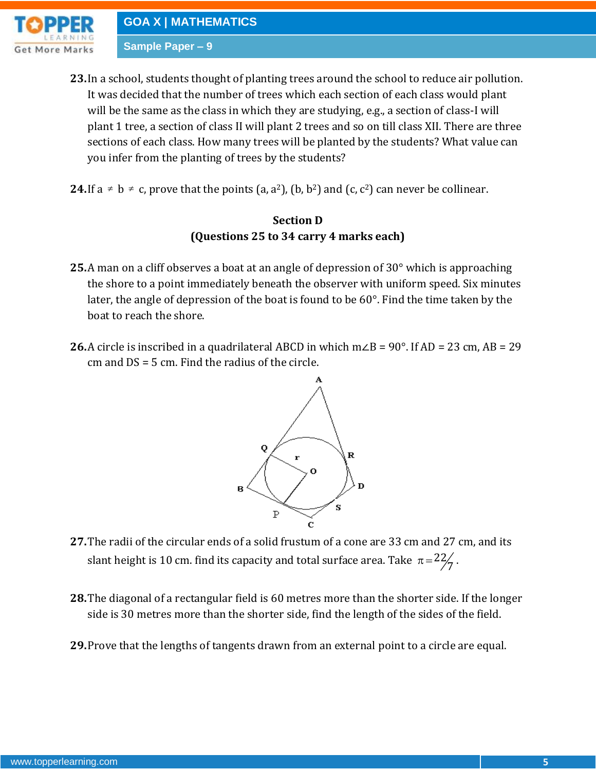**23.** In a school, students thought of planting trees around the school to reduce air pollution. It was decided that the number of trees which each section of each class would plant will be the same as the class in which they are studying, e.g., a section of class-I will plant 1 tree, a section of class II will plant 2 trees and so on till class XII. There are three sections of each class. How many trees will be planted by the students? What value can you infer from the planting of trees by the students?

**24.** If a $\neq$ b $\neq$ c, prove that the points $(a, a^2)$, $(b, b^2)$ and $(c, c^2)$ can never be collinear.

**Section D**

**(Questions 25 to 34 carry 4 marks each)**

**25.** A man on a cliff observes a boat at an angle of depression of 30° which is approaching the shore to a point immediately beneath the observer with uniform speed. Six minutes later, the angle of depression of the boat is found to be 60°. Find the time taken by the boat to reach the shore.

**26.** A circle is inscribed in a quadrilateral ABCD in which m∠B = 90°. If AD = 23 cm, AB = 29 cm and DS = 5 cm. Find the radius of the circle.

**27.** The radii of the circular ends of a solid frustum of a cone are 33 cm and 27 cm, and its slant height is 10 cm. find its capacity and total surface area. Take $\pi = 22/7$.

**28.** The diagonal of a rectangular field is 60 metres more than the shorter side. If the longer side is 30 metres more than the shorter side, find the length of the sides of the field.

**29.** Prove that the lengths of tangents drawn from an external point to a circle are equal.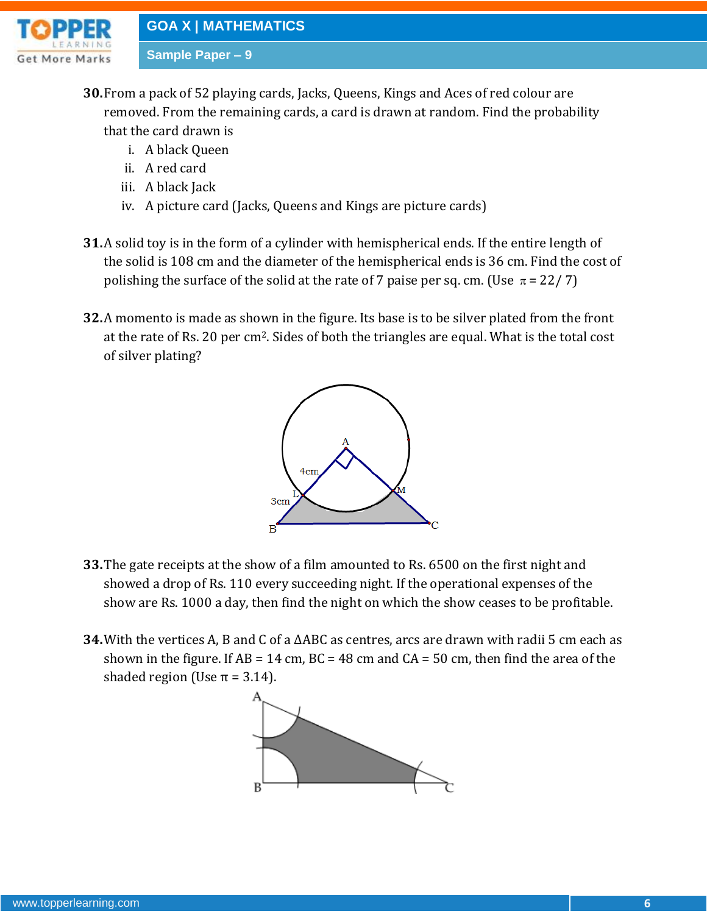**30.** From a pack of 52 playing cards, Jacks, Queens, Kings and Aces of red colour are removed. From the remaining cards, a card is drawn at random. Find the probability that the card drawn is

i. A black Queen
ii. A red card
iii. A black Jack
iv. A picture card (Jacks, Queens and Kings are picture cards)

**31.** A solid toy is in the form of a cylinder with hemispherical ends. If the entire length of the solid is 108 cm and the diameter of the hemispherical ends is 36 cm. Find the cost of polishing the surface of the solid at the rate of 7 paise per sq. cm. (Use $\pi = 22/7$)

**32.** A momento is made as shown in the figure. Its base is to be silver plated from the front at the rate of Rs. 20 per cm$^2$. Sides of both the triangles are equal. What is the total cost of silver plating?

A
4cm
L
M
3cm
B
C

**33.** The gate receipts at the show of a film amounted to Rs. 6500 on the first night and showed a drop of Rs. 110 every succeeding night. If the operational expenses of the show are Rs. 1000 a day, then find the night on which the show ceases to be profitable.

**34.** With the vertices A, B and C of a ΔABC as centres, arcs are drawn with radii 5 cm each as shown in the figure. If AB = 14 cm, BC = 48 cm and CA = 50 cm, then find the area of the shaded region (Use $\pi = 3.14$).

A
B
C